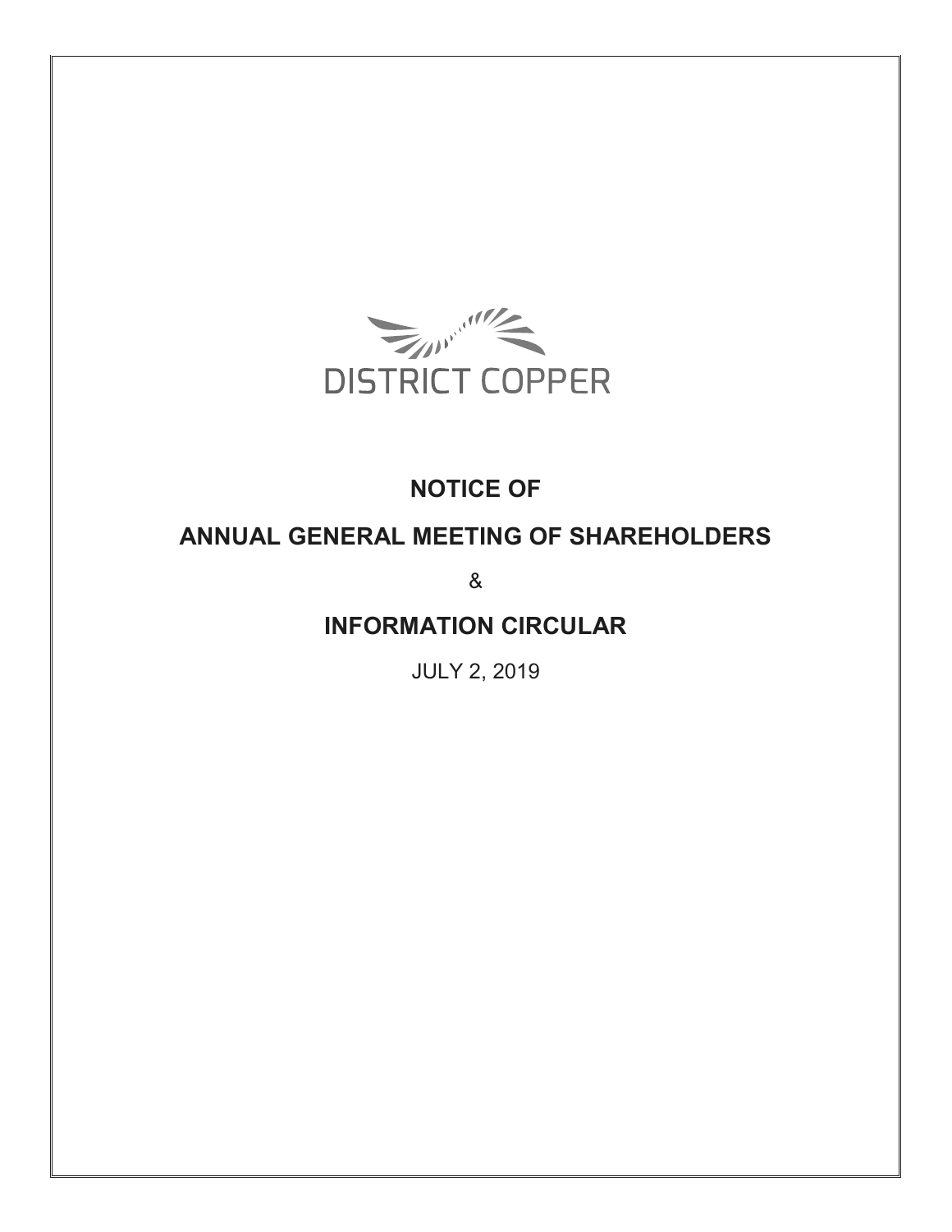DISTRICT COPPER

# NOTICE OF

# ANNUAL GENERAL MEETING OF SHAREHOLDERS

&

# INFORMATION CIRCULAR

JULY 2, 2019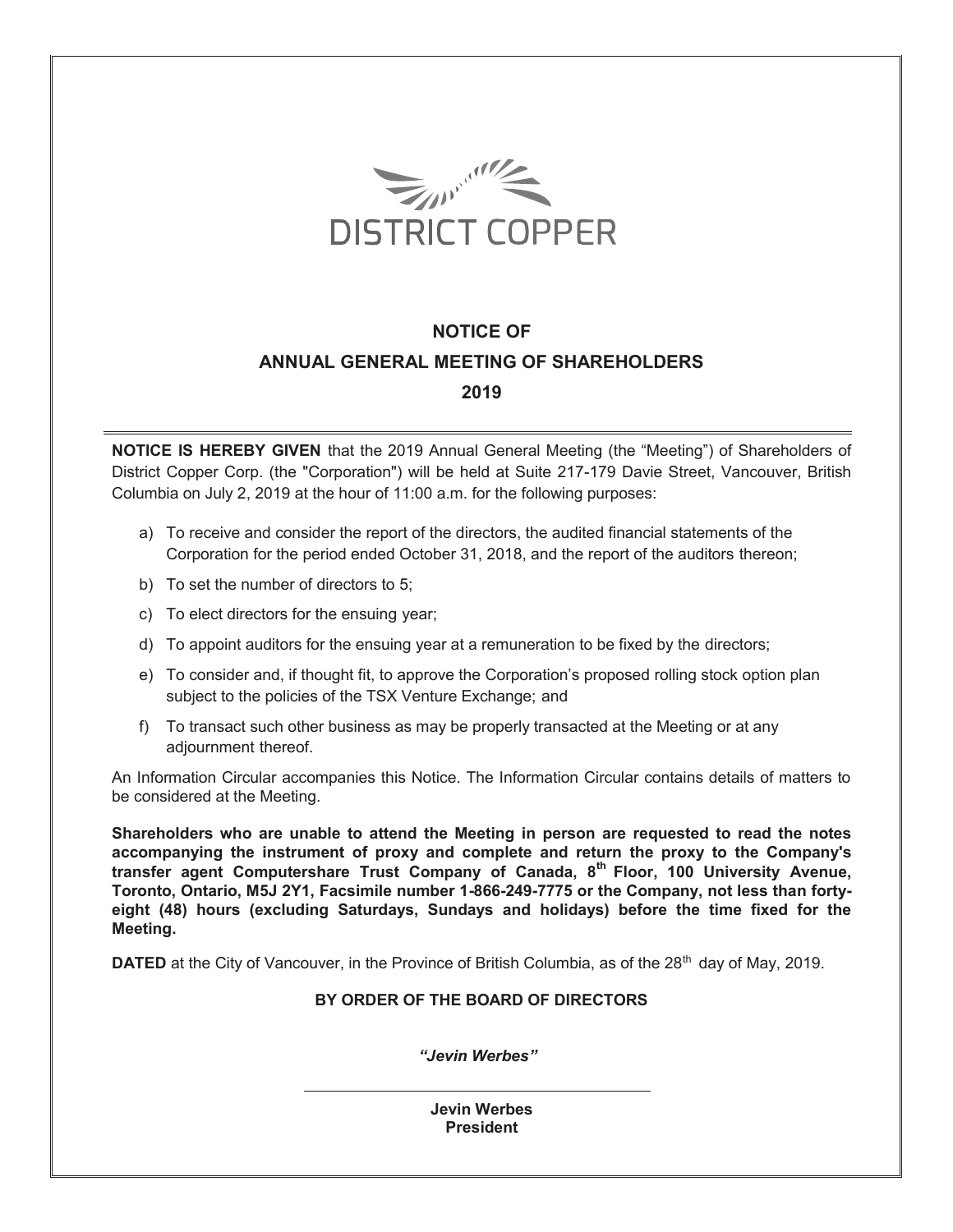DISTRICT COPPER

# NOTICE OF
# ANNUAL GENERAL MEETING OF SHAREHOLDERS
# 2019

**NOTICE IS HEREBY GIVEN** that the 2019 Annual General Meeting (the "Meeting") of Shareholders of District Copper Corp. (the "Corporation") will be held at Suite 217-179 Davie Street, Vancouver, British Columbia on July 2, 2019 at the hour of 11:00 a.m. for the following purposes:

a) To receive and consider the report of the directors, the audited financial statements of the Corporation for the period ended October 31, 2018, and the report of the auditors thereon;

b) To set the number of directors to 5;

c) To elect directors for the ensuing year;

d) To appoint auditors for the ensuing year at a remuneration to be fixed by the directors;

e) To consider and, if thought fit, to approve the Corporation's proposed rolling stock option plan subject to the policies of the TSX Venture Exchange; and

f) To transact such other business as may be properly transacted at the Meeting or at any adjournment thereof.

An Information Circular accompanies this Notice. The Information Circular contains details of matters to be considered at the Meeting.

**Shareholders who are unable to attend the Meeting in person are requested to read the notes accompanying the instrument of proxy and complete and return the proxy to the Company's transfer agent Computershare Trust Company of Canada, 8th Floor, 100 University Avenue, Toronto, Ontario, M5J 2Y1, Facsimile number 1-866-249-7775 or the Company, not less than forty-eight (48) hours (excluding Saturdays, Sundays and holidays) before the time fixed for the Meeting.**

**DATED** at the City of Vancouver, in the Province of British Columbia, as of the 28th day of May, 2019.

**BY ORDER OF THE BOARD OF DIRECTORS**

*"Jevin Werbes"*

**Jevin Werbes**
**President**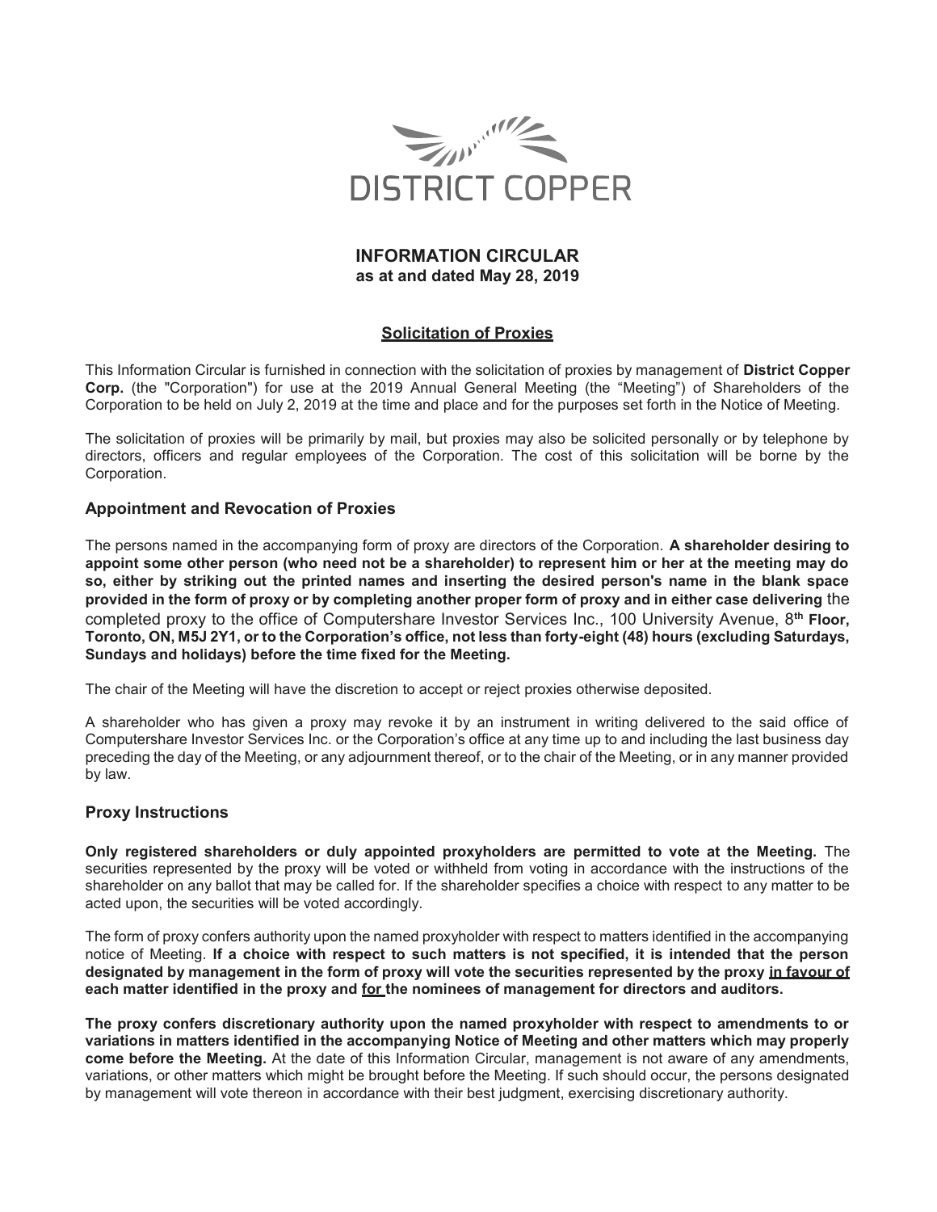DISTRICT COPPER

# INFORMATION CIRCULAR
**as at and dated May 28, 2019**

## Solicitation of Proxies

This Information Circular is furnished in connection with the solicitation of proxies by management of **District Copper Corp.** (the "Corporation") for use at the 2019 Annual General Meeting (the "Meeting") of Shareholders of the Corporation to be held on July 2, 2019 at the time and place and for the purposes set forth in the Notice of Meeting.

The solicitation of proxies will be primarily by mail, but proxies may also be solicited personally or by telephone by directors, officers and regular employees of the Corporation. The cost of this solicitation will be borne by the Corporation.

### Appointment and Revocation of Proxies

The persons named in the accompanying form of proxy are directors of the Corporation. **A shareholder desiring to appoint some other person (who need not be a shareholder) to represent him or her at the meeting may do so, either by striking out the printed names and inserting the desired person's name in the blank space provided in the form of proxy or by completing another proper form of proxy and in either case delivering** the completed proxy to the office of Computershare Investor Services Inc., 100 University Avenue, 8th **Floor, Toronto, ON, M5J 2Y1, or to the Corporation's office, not less than forty-eight (48) hours (excluding Saturdays, Sundays and holidays) before the time fixed for the Meeting.**

The chair of the Meeting will have the discretion to accept or reject proxies otherwise deposited.

A shareholder who has given a proxy may revoke it by an instrument in writing delivered to the said office of Computershare Investor Services Inc. or the Corporation's office at any time up to and including the last business day preceding the day of the Meeting, or any adjournment thereof, or to the chair of the Meeting, or in any manner provided by law.

### Proxy Instructions

**Only registered shareholders or duly appointed proxyholders are permitted to vote at the Meeting.** The securities represented by the proxy will be voted or withheld from voting in accordance with the instructions of the shareholder on any ballot that may be called for. If the shareholder specifies a choice with respect to any matter to be acted upon, the securities will be voted accordingly.

The form of proxy confers authority upon the named proxyholder with respect to matters identified in the accompanying notice of Meeting. **If a choice with respect to such matters is not specified, it is intended that the person designated by management in the form of proxy will vote the securities represented by the proxy in favour of each matter identified in the proxy and for the nominees of management for directors and auditors.**

**The proxy confers discretionary authority upon the named proxyholder with respect to amendments to or variations in matters identified in the accompanying Notice of Meeting and other matters which may properly come before the Meeting.** At the date of this Information Circular, management is not aware of any amendments, variations, or other matters which might be brought before the Meeting. If such should occur, the persons designated by management will vote thereon in accordance with their best judgment, exercising discretionary authority.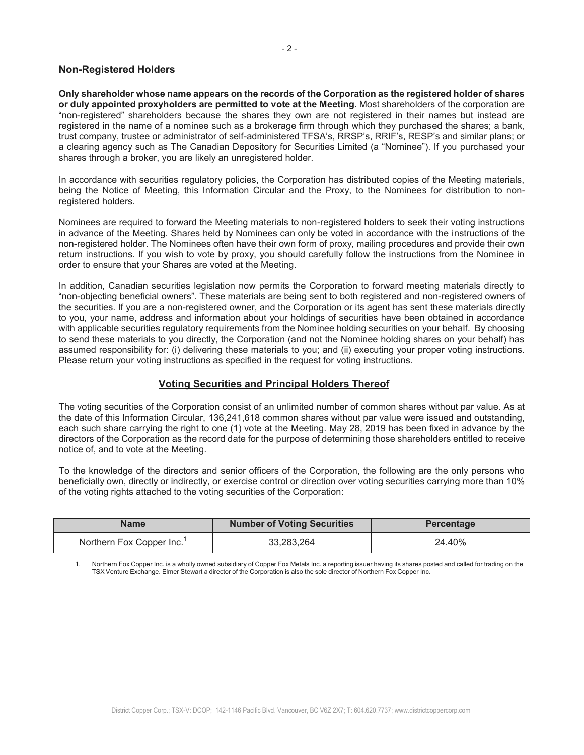## Non-Registered Holders

**Only shareholder whose name appears on the records of the Corporation as the registered holder of shares or duly appointed proxyholders are permitted to vote at the Meeting.** Most shareholders of the corporation are "non-registered" shareholders because the shares they own are not registered in their names but instead are registered in the name of a nominee such as a brokerage firm through which they purchased the shares; a bank, trust company, trustee or administrator of self-administered TFSA's, RRSP's, RRIF's, RESP's and similar plans; or a clearing agency such as The Canadian Depository for Securities Limited (a "Nominee"). If you purchased your shares through a broker, you are likely an unregistered holder.

In accordance with securities regulatory policies, the Corporation has distributed copies of the Meeting materials, being the Notice of Meeting, this Information Circular and the Proxy, to the Nominees for distribution to non-registered holders.

Nominees are required to forward the Meeting materials to non-registered holders to seek their voting instructions in advance of the Meeting. Shares held by Nominees can only be voted in accordance with the instructions of the non-registered holder. The Nominees often have their own form of proxy, mailing procedures and provide their own return instructions. If you wish to vote by proxy, you should carefully follow the instructions from the Nominee in order to ensure that your Shares are voted at the Meeting.

In addition, Canadian securities legislation now permits the Corporation to forward meeting materials directly to "non-objecting beneficial owners". These materials are being sent to both registered and non-registered owners of the securities. If you are a non-registered owner, and the Corporation or its agent has sent these materials directly to you, your name, address and information about your holdings of securities have been obtained in accordance with applicable securities regulatory requirements from the Nominee holding securities on your behalf. By choosing to send these materials to you directly, the Corporation (and not the Nominee holding shares on your behalf) has assumed responsibility for: (i) delivering these materials to you; and (ii) executing your proper voting instructions. Please return your voting instructions as specified in the request for voting instructions.

## Voting Securities and Principal Holders Thereof

The voting securities of the Corporation consist of an unlimited number of common shares without par value. As at the date of this Information Circular, 136,241,618 common shares without par value were issued and outstanding, each such share carrying the right to one (1) vote at the Meeting. May 28, 2019 has been fixed in advance by the directors of the Corporation as the record date for the purpose of determining those shareholders entitled to receive notice of, and to vote at the Meeting.

To the knowledge of the directors and senior officers of the Corporation, the following are the only persons who beneficially own, directly or indirectly, or exercise control or direction over voting securities carrying more than 10% of the voting rights attached to the voting securities of the Corporation:

| Name | Number of Voting Securities | Percentage |
|---|---|---|
| Northern Fox Copper Inc.[1] | 33,283,264 | 24.40% |

1. Northern Fox Copper Inc. is a wholly owned subsidiary of Copper Fox Metals Inc. a reporting issuer having its shares posted and called for trading on the TSX Venture Exchange. Elmer Stewart a director of the Corporation is also the sole director of Northern Fox Copper Inc.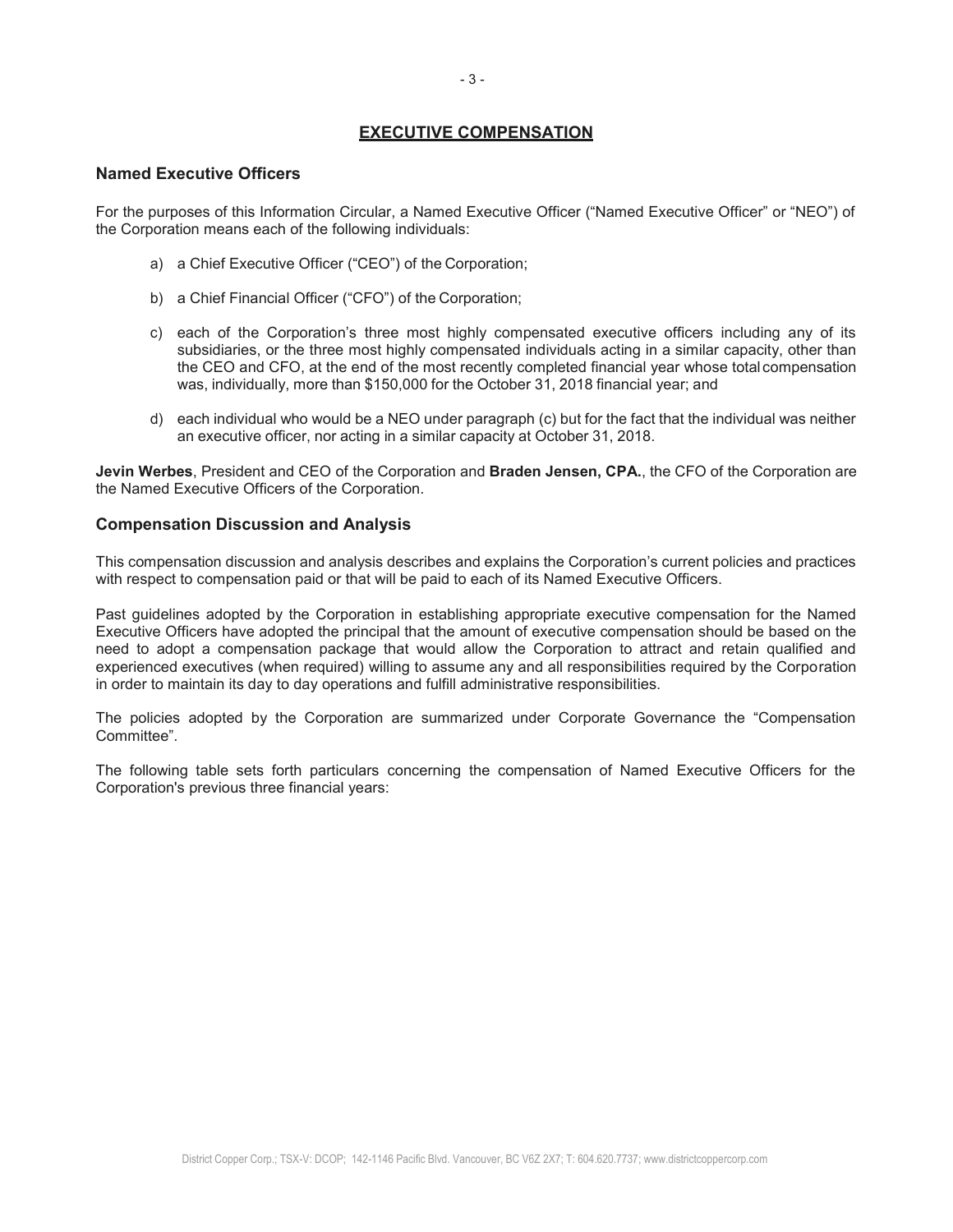## EXECUTIVE COMPENSATION

### Named Executive Officers

For the purposes of this Information Circular, a Named Executive Officer ("Named Executive Officer" or "NEO") of the Corporation means each of the following individuals:

a) a Chief Executive Officer ("CEO") of the Corporation;

b) a Chief Financial Officer ("CFO") of the Corporation;

c) each of the Corporation's three most highly compensated executive officers including any of its subsidiaries, or the three most highly compensated individuals acting in a similar capacity, other than the CEO and CFO, at the end of the most recently completed financial year whose total compensation was, individually, more than $150,000 for the October 31, 2018 financial year; and

d) each individual who would be a NEO under paragraph (c) but for the fact that the individual was neither an executive officer, nor acting in a similar capacity at October 31, 2018.

**Jevin Werbes**, President and CEO of the Corporation and **Braden Jensen, CPA.**, the CFO of the Corporation are the Named Executive Officers of the Corporation.

### Compensation Discussion and Analysis

This compensation discussion and analysis describes and explains the Corporation's current policies and practices with respect to compensation paid or that will be paid to each of its Named Executive Officers.

Past guidelines adopted by the Corporation in establishing appropriate executive compensation for the Named Executive Officers have adopted the principal that the amount of executive compensation should be based on the need to adopt a compensation package that would allow the Corporation to attract and retain qualified and experienced executives (when required) willing to assume any and all responsibilities required by the Corporation in order to maintain its day to day operations and fulfill administrative responsibilities.

The policies adopted by the Corporation are summarized under Corporate Governance the "Compensation Committee".

The following table sets forth particulars concerning the compensation of Named Executive Officers for the Corporation's previous three financial years: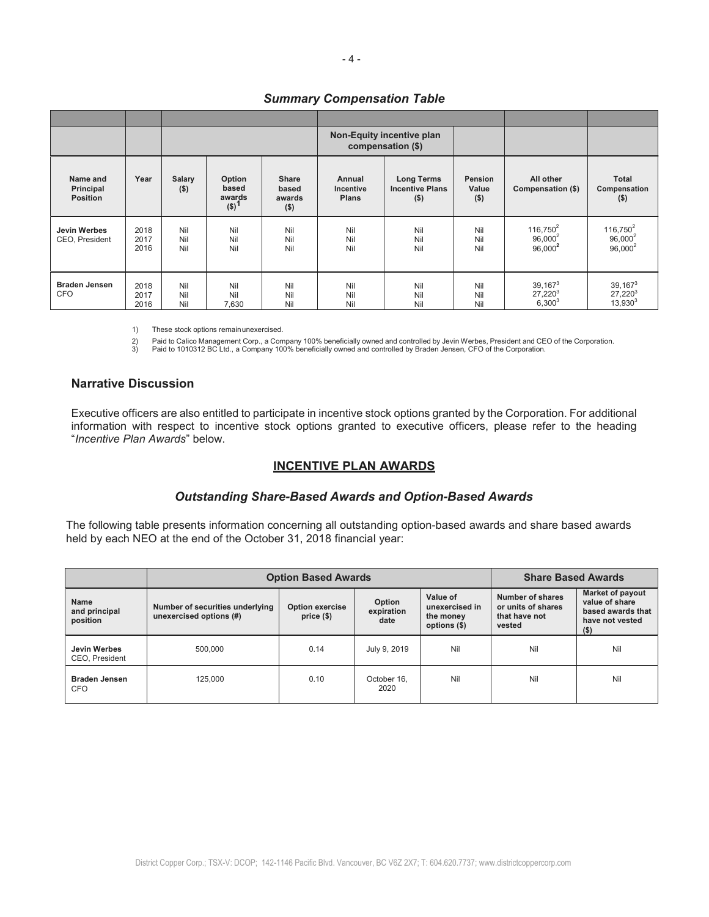### *Summary Compensation Table*

| | | | | | Non-Equity incentive plan compensation ($) | | | | |
|---|---|---|---|---|---|---|---|---|---|
| Name and Principal Position | Year | Salary ($) | Option based awards ($)[1] | Share based awards ($) | Annual Incentive Plans | Long Terms Incentive Plans ($) | Pension Value ($) | All other Compensation ($) | Total Compensation ($) |
| **Jevin Werbes** CEO, President | 2018<br>2017<br>2016 | Nil<br>Nil<br>Nil | Nil<br>Nil<br>Nil | Nil<br>Nil<br>Nil | Nil<br>Nil<br>Nil | Nil<br>Nil<br>Nil | Nil<br>Nil<br>Nil | 116,750[2]<br>96,000[2]<br>96,000[2] | 116,750[2]<br>96,000[2]<br>96,000[2] |
| **Braden Jensen** CFO | 2018<br>2017<br>2016 | Nil<br>Nil<br>Nil | Nil<br>Nil<br>7,630 | Nil<br>Nil<br>Nil | Nil<br>Nil<br>Nil | Nil<br>Nil<br>Nil | Nil<br>Nil<br>Nil | 39,167[3]<br>27,220[3]<br>6,300[3] | 39,167[3]<br>27,220[3]<br>13,930[3] |

1) These stock options remainunexercised.

2) Paid to Calico Management Corp., a Company 100% beneficially owned and controlled by Jevin Werbes, President and CEO of the Corporation.

3) Paid to 1010312 BC Ltd., a Company 100% beneficially owned and controlled by Braden Jensen, CFO of the Corporation.

## Narrative Discussion

Executive officers are also entitled to participate in incentive stock options granted by the Corporation. For additional information with respect to incentive stock options granted to executive officers, please refer to the heading "*Incentive Plan Awards*" below.

## INCENTIVE PLAN AWARDS

### *Outstanding Share-Based Awards and Option-Based Awards*

The following table presents information concerning all outstanding option-based awards and share based awards held by each NEO at the end of the October 31, 2018 financial year:

| | Option Based Awards | | | | Share Based Awards | |
|---|---|---|---|---|---|---|
| Name and principal position | Number of securities underlying unexercised options (#) | Option exercise price ($) | Option expiration date | Value of unexercised in the money options ($) | Number of shares or units of shares that have not vested | Market of payout value of share based awards that have not vested ($) |
| **Jevin Werbes** CEO, President | 500,000 | 0.14 | July 9, 2019 | Nil | Nil | Nil |
| **Braden Jensen** CFO | 125,000 | 0.10 | October 16, 2020 | Nil | Nil | Nil |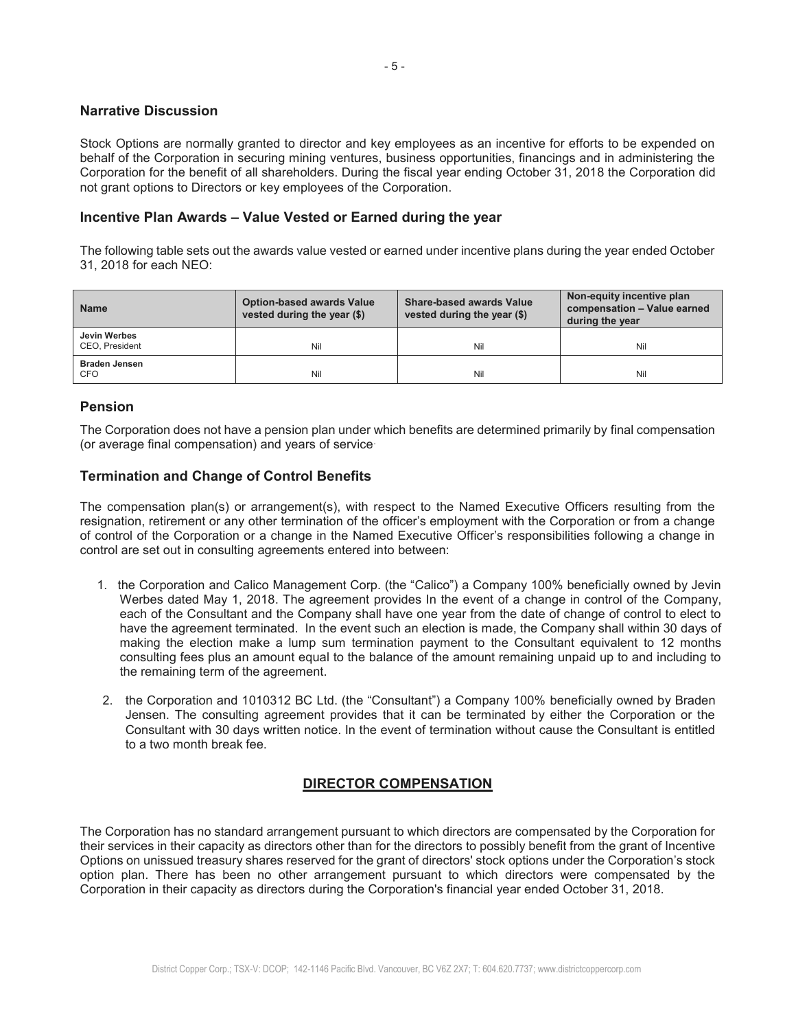## Narrative Discussion

Stock Options are normally granted to director and key employees as an incentive for efforts to be expended on behalf of the Corporation in securing mining ventures, business opportunities, financings and in administering the Corporation for the benefit of all shareholders. During the fiscal year ending October 31, 2018 the Corporation did not grant options to Directors or key employees of the Corporation.

## Incentive Plan Awards – Value Vested or Earned during the year

The following table sets out the awards value vested or earned under incentive plans during the year ended October 31, 2018 for each NEO:

| Name | Option-based awards Value vested during the year ($) | Share-based awards Value vested during the year ($) | Non-equity incentive plan compensation – Value earned during the year |
|---|---|---|---|
| **Jevin Werbes**<br>CEO, President | Nil | Nil | Nil |
| **Braden Jensen**<br>CFO | Nil | Nil | Nil |

## Pension

The Corporation does not have a pension plan under which benefits are determined primarily by final compensation (or average final compensation) and years of service.

## Termination and Change of Control Benefits

The compensation plan(s) or arrangement(s), with respect to the Named Executive Officers resulting from the resignation, retirement or any other termination of the officer's employment with the Corporation or from a change of control of the Corporation or a change in the Named Executive Officer's responsibilities following a change in control are set out in consulting agreements entered into between:

1. the Corporation and Calico Management Corp. (the "Calico") a Company 100% beneficially owned by Jevin Werbes dated May 1, 2018. The agreement provides In the event of a change in control of the Company, each of the Consultant and the Company shall have one year from the date of change of control to elect to have the agreement terminated. In the event such an election is made, the Company shall within 30 days of making the election make a lump sum termination payment to the Consultant equivalent to 12 months consulting fees plus an amount equal to the balance of the amount remaining unpaid up to and including to the remaining term of the agreement.

2. the Corporation and 1010312 BC Ltd. (the "Consultant") a Company 100% beneficially owned by Braden Jensen. The consulting agreement provides that it can be terminated by either the Corporation or the Consultant with 30 days written notice. In the event of termination without cause the Consultant is entitled to a two month break fee.

## DIRECTOR COMPENSATION

The Corporation has no standard arrangement pursuant to which directors are compensated by the Corporation for their services in their capacity as directors other than for the directors to possibly benefit from the grant of Incentive Options on unissued treasury shares reserved for the grant of directors' stock options under the Corporation's stock option plan. There has been no other arrangement pursuant to which directors were compensated by the Corporation in their capacity as directors during the Corporation's financial year ended October 31, 2018.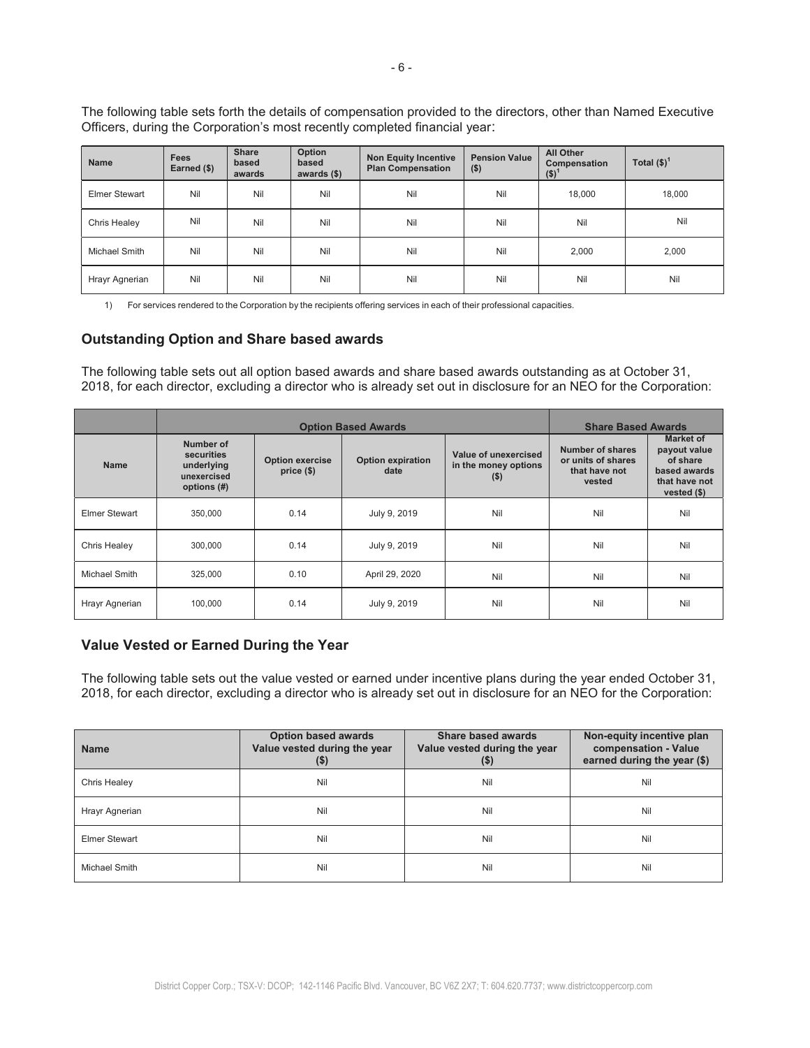The following table sets forth the details of compensation provided to the directors, other than Named Executive Officers, during the Corporation's most recently completed financial year:

| Name | Fees Earned ($) | Share based awards | Option based awards ($) | Non Equity Incentive Plan Compensation | Pension Value ($) | All Other Compensation ($)[1] | Total ($)[1] |
|---|---|---|---|---|---|---|---|
| Elmer Stewart | Nil | Nil | Nil | Nil | Nil | 18,000 | 18,000 |
| Chris Healey | Nil | Nil | Nil | Nil | Nil | Nil | Nil |
| Michael Smith | Nil | Nil | Nil | Nil | Nil | 2,000 | 2,000 |
| Hrayr Agnerian | Nil | Nil | Nil | Nil | Nil | Nil | Nil |

1) For services rendered to the Corporation by the recipients offering services in each of their professional capacities.

## Outstanding Option and Share based awards

The following table sets out all option based awards and share based awards outstanding as at October 31, 2018, for each director, excluding a director who is already set out in disclosure for an NEO for the Corporation:

| | Option Based Awards | | | | Share Based Awards | |
|---|---|---|---|---|---|---|
| Name | Number of securities underlying unexercised options (#) | Option exercise price ($) | Option expiration date | Value of unexercised in the money options ($) | Number of shares or units of shares that have not vested | Market of payout value of share based awards that have not vested ($) |
| Elmer Stewart | 350,000 | 0.14 | July 9, 2019 | Nil | Nil | Nil |
| Chris Healey | 300,000 | 0.14 | July 9, 2019 | Nil | Nil | Nil |
| Michael Smith | 325,000 | 0.10 | April 29, 2020 | Nil | Nil | Nil |
| Hrayr Agnerian | 100,000 | 0.14 | July 9, 2019 | Nil | Nil | Nil |

## Value Vested or Earned During the Year

The following table sets out the value vested or earned under incentive plans during the year ended October 31, 2018, for each director, excluding a director who is already set out in disclosure for an NEO for the Corporation:

| Name | Option based awards Value vested during the year ($) | Share based awards Value vested during the year ($) | Non-equity incentive plan compensation - Value earned during the year ($) |
|---|---|---|---|
| Chris Healey | Nil | Nil | Nil |
| Hrayr Agnerian | Nil | Nil | Nil |
| Elmer Stewart | Nil | Nil | Nil |
| Michael Smith | Nil | Nil | Nil |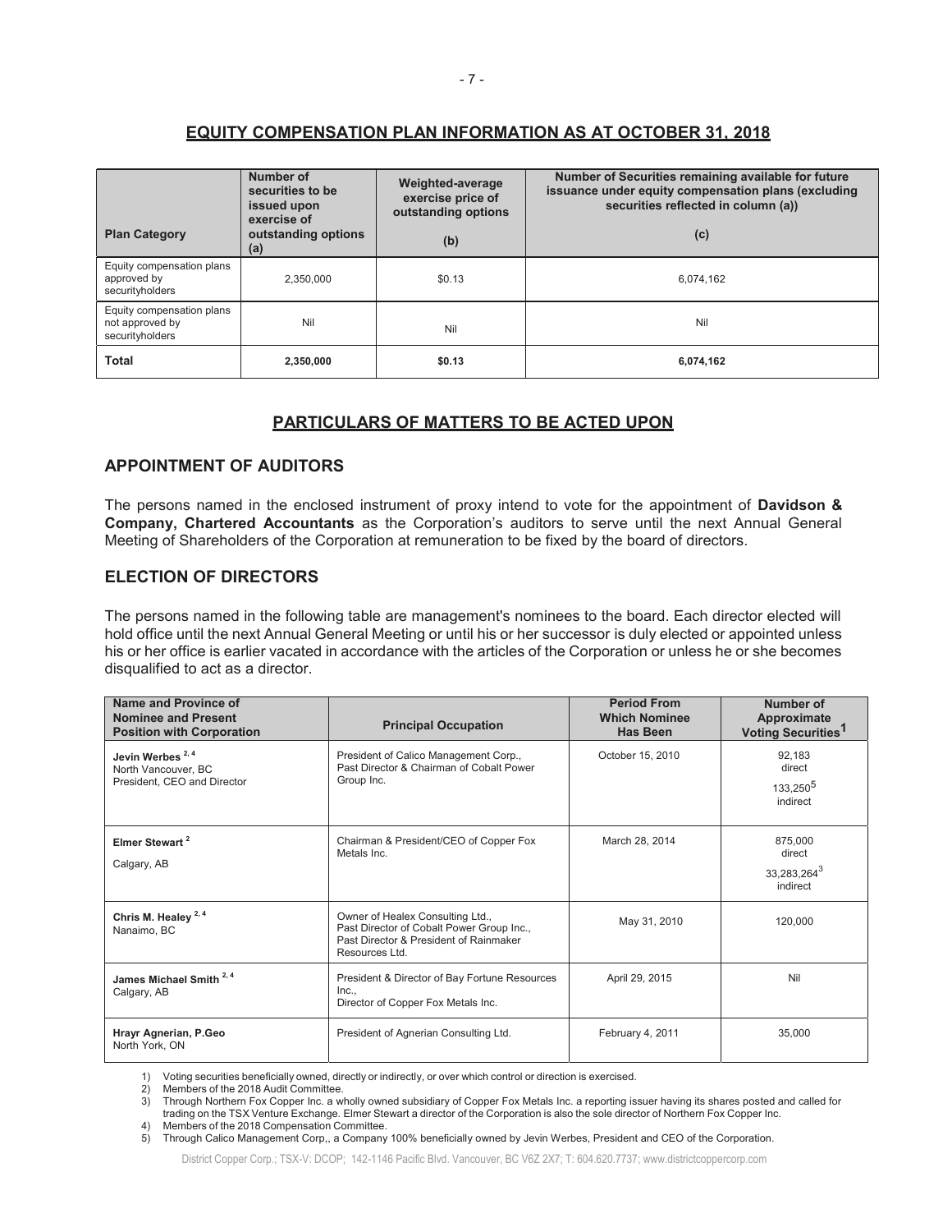## EQUITY COMPENSATION PLAN INFORMATION AS AT OCTOBER 31, 2018

| Plan Category | Number of securities to be issued upon exercise of outstanding options (a) | Weighted-average exercise price of outstanding options (b) | Number of Securities remaining available for future issuance under equity compensation plans (excluding securities reflected in column (a)) (c) |
|---|---|---|---|
| Equity compensation plans approved by securityholders | 2,350,000 | $0.13 | 6,074,162 |
| Equity compensation plans not approved by securityholders | Nil | Nil | Nil |
| **Total** | **2,350,000** | **$0.13** | **6,074,162** |

## PARTICULARS OF MATTERS TO BE ACTED UPON

### APPOINTMENT OF AUDITORS

The persons named in the enclosed instrument of proxy intend to vote for the appointment of **Davidson & Company, Chartered Accountants** as the Corporation's auditors to serve until the next Annual General Meeting of Shareholders of the Corporation at remuneration to be fixed by the board of directors.

### ELECTION OF DIRECTORS

The persons named in the following table are management's nominees to the board. Each director elected will hold office until the next Annual General Meeting or until his or her successor is duly elected or appointed unless his or her office is earlier vacated in accordance with the articles of the Corporation or unless he or she becomes disqualified to act as a director.

| Name and Province of Nominee and Present Position with Corporation | Principal Occupation | Period From Which Nominee Has Been | Number of Approximate Voting Securities[1] |
|---|---|---|---|
| **Jevin Werbes** [2, 4]<br>North Vancouver, BC<br>President, CEO and Director | President of Calico Management Corp.,<br>Past Director & Chairman of Cobalt Power Group Inc. | October 15, 2010 | 92,183 direct<br>133,250[5] indirect |
| **Elmer Stewart** [2]<br>Calgary, AB | Chairman & President/CEO of Copper Fox Metals Inc. | March 28, 2014 | 875,000 direct<br>33,283,264[3] indirect |
| **Chris M. Healey** [2, 4]<br>Nanaimo, BC | Owner of Healex Consulting Ltd.,<br>Past Director of Cobalt Power Group Inc.,<br>Past Director & President of Rainmaker Resources Ltd. | May 31, 2010 | 120,000 |
| **James Michael Smith** [2, 4]<br>Calgary, AB | President & Director of Bay Fortune Resources Inc.,<br>Director of Copper Fox Metals Inc. | April 29, 2015 | Nil |
| **Hrayr Agnerian, P.Geo**<br>North York, ON | President of Agnerian Consulting Ltd. | February 4, 2011 | 35,000 |

1) Voting securities beneficially owned, directly or indirectly, or over which control or direction is exercised.
2) Members of the 2018 Audit Committee.
3) Through Northern Fox Copper Inc. a wholly owned subsidiary of Copper Fox Metals Inc. a reporting issuer having its shares posted and called for trading on the TSX Venture Exchange. Elmer Stewart a director of the Corporation is also the sole director of Northern Fox Copper Inc.
4) Members of the 2018 Compensation Committee.
5) Through Calico Management Corp,, a Company 100% beneficially owned by Jevin Werbes, President and CEO of the Corporation.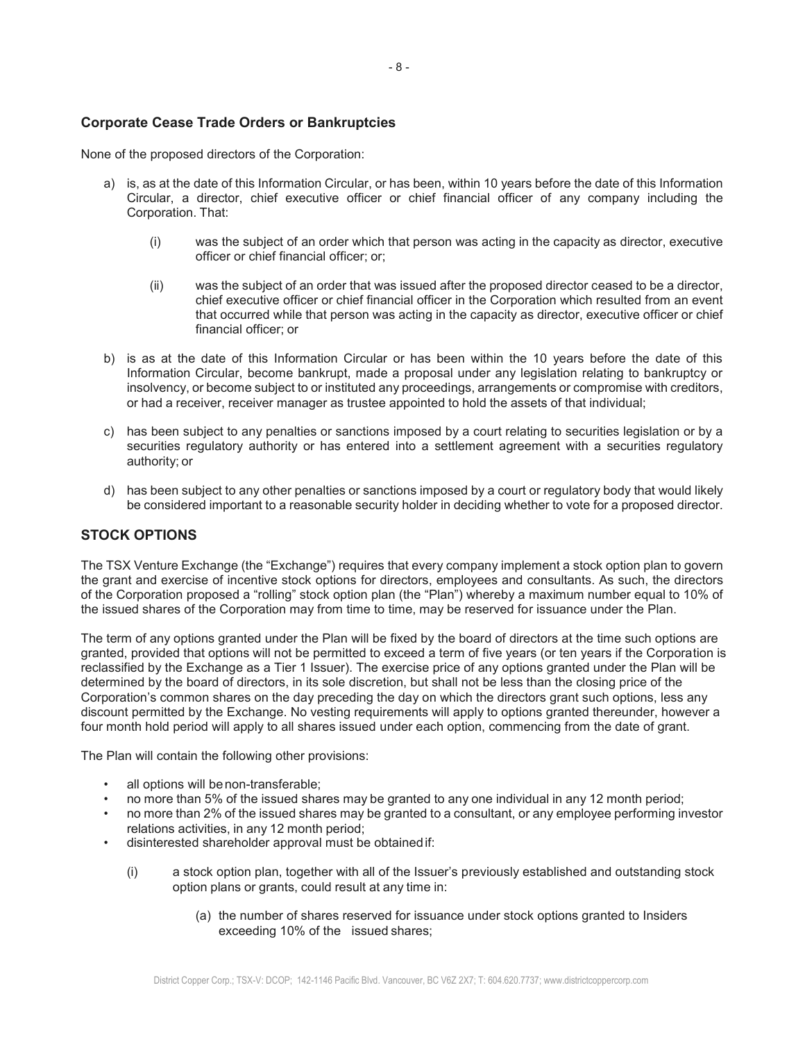### Corporate Cease Trade Orders or Bankruptcies

None of the proposed directors of the Corporation:

a) is, as at the date of this Information Circular, or has been, within 10 years before the date of this Information Circular, a director, chief executive officer or chief financial officer of any company including the Corporation. That:

   (i) was the subject of an order which that person was acting in the capacity as director, executive officer or chief financial officer; or;

   (ii) was the subject of an order that was issued after the proposed director ceased to be a director, chief executive officer or chief financial officer in the Corporation which resulted from an event that occurred while that person was acting in the capacity as director, executive officer or chief financial officer; or

b) is as at the date of this Information Circular or has been within the 10 years before the date of this Information Circular, become bankrupt, made a proposal under any legislation relating to bankruptcy or insolvency, or become subject to or instituted any proceedings, arrangements or compromise with creditors, or had a receiver, receiver manager as trustee appointed to hold the assets of that individual;

c) has been subject to any penalties or sanctions imposed by a court relating to securities legislation or by a securities regulatory authority or has entered into a settlement agreement with a securities regulatory authority; or

d) has been subject to any other penalties or sanctions imposed by a court or regulatory body that would likely be considered important to a reasonable security holder in deciding whether to vote for a proposed director.

## STOCK OPTIONS

The TSX Venture Exchange (the "Exchange") requires that every company implement a stock option plan to govern the grant and exercise of incentive stock options for directors, employees and consultants. As such, the directors of the Corporation proposed a "rolling" stock option plan (the "Plan") whereby a maximum number equal to 10% of the issued shares of the Corporation may from time to time, may be reserved for issuance under the Plan.

The term of any options granted under the Plan will be fixed by the board of directors at the time such options are granted, provided that options will not be permitted to exceed a term of five years (or ten years if the Corporation is reclassified by the Exchange as a Tier 1 Issuer). The exercise price of any options granted under the Plan will be determined by the board of directors, in its sole discretion, but shall not be less than the closing price of the Corporation's common shares on the day preceding the day on which the directors grant such options, less any discount permitted by the Exchange. No vesting requirements will apply to options granted thereunder, however a four month hold period will apply to all shares issued under each option, commencing from the date of grant.

The Plan will contain the following other provisions:

- all options will be non-transferable;
- no more than 5% of the issued shares may be granted to any one individual in any 12 month period;
- no more than 2% of the issued shares may be granted to a consultant, or any employee performing investor relations activities, in any 12 month period;
- disinterested shareholder approval must be obtained if:

   (i) a stock option plan, together with all of the Issuer's previously established and outstanding stock option plans or grants, could result at any time in:

      (a) the number of shares reserved for issuance under stock options granted to Insiders exceeding 10% of the issued shares;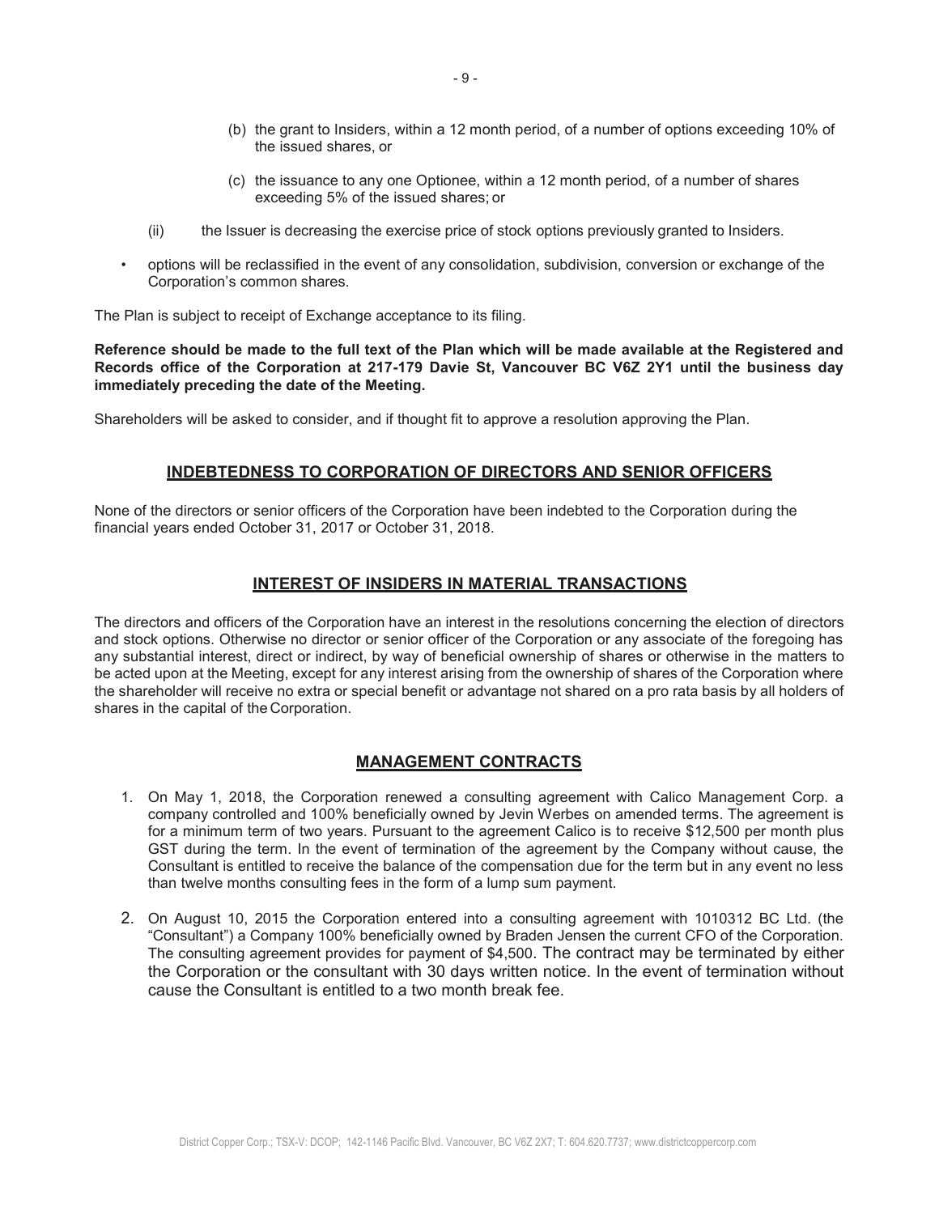(b) the grant to Insiders, within a 12 month period, of a number of options exceeding 10% of the issued shares, or

   (c) the issuance to any one Optionee, within a 12 month period, of a number of shares exceeding 5% of the issued shares; or

(ii) the Issuer is decreasing the exercise price of stock options previously granted to Insiders.

- options will be reclassified in the event of any consolidation, subdivision, conversion or exchange of the Corporation's common shares.

The Plan is subject to receipt of Exchange acceptance to its filing.

**Reference should be made to the full text of the Plan which will be made available at the Registered and Records office of the Corporation at 217-179 Davie St, Vancouver BC V6Z 2Y1 until the business day immediately preceding the date of the Meeting.**

Shareholders will be asked to consider, and if thought fit to approve a resolution approving the Plan.

## INDEBTEDNESS TO CORPORATION OF DIRECTORS AND SENIOR OFFICERS

None of the directors or senior officers of the Corporation have been indebted to the Corporation during the financial years ended October 31, 2017 or October 31, 2018.

## INTEREST OF INSIDERS IN MATERIAL TRANSACTIONS

The directors and officers of the Corporation have an interest in the resolutions concerning the election of directors and stock options. Otherwise no director or senior officer of the Corporation or any associate of the foregoing has any substantial interest, direct or indirect, by way of beneficial ownership of shares or otherwise in the matters to be acted upon at the Meeting, except for any interest arising from the ownership of shares of the Corporation where the shareholder will receive no extra or special benefit or advantage not shared on a pro rata basis by all holders of shares in the capital of the Corporation.

## MANAGEMENT CONTRACTS

1. On May 1, 2018, the Corporation renewed a consulting agreement with Calico Management Corp. a company controlled and 100% beneficially owned by Jevin Werbes on amended terms. The agreement is for a minimum term of two years. Pursuant to the agreement Calico is to receive $12,500 per month plus GST during the term. In the event of termination of the agreement by the Company without cause, the Consultant is entitled to receive the balance of the compensation due for the term but in any event no less than twelve months consulting fees in the form of a lump sum payment.

2. On August 10, 2015 the Corporation entered into a consulting agreement with 1010312 BC Ltd. (the "Consultant") a Company 100% beneficially owned by Braden Jensen the current CFO of the Corporation. The consulting agreement provides for payment of $4,500. The contract may be terminated by either the Corporation or the consultant with 30 days written notice. In the event of termination without cause the Consultant is entitled to a two month break fee.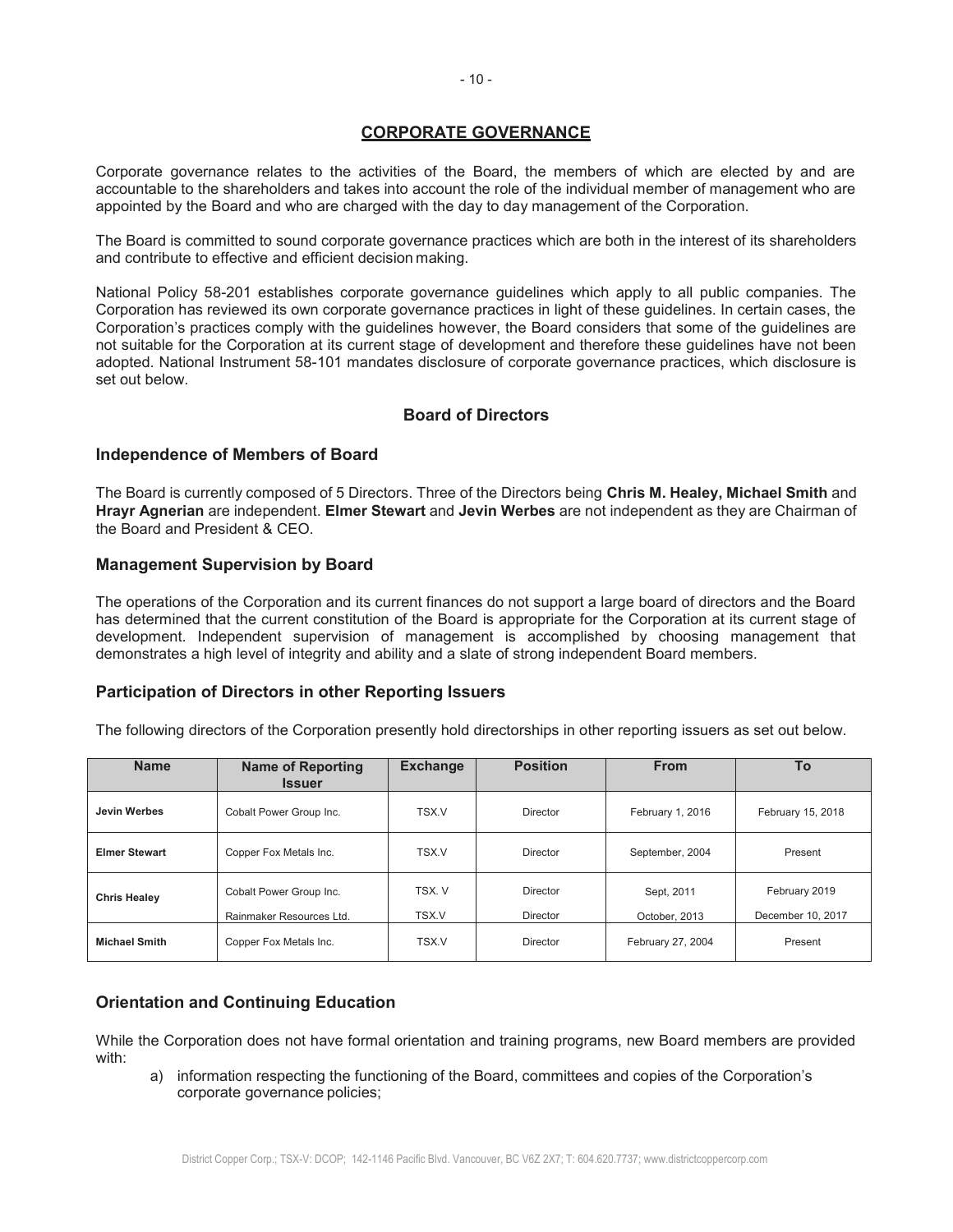## CORPORATE GOVERNANCE

Corporate governance relates to the activities of the Board, the members of which are elected by and are accountable to the shareholders and takes into account the role of the individual member of management who are appointed by the Board and who are charged with the day to day management of the Corporation.

The Board is committed to sound corporate governance practices which are both in the interest of its shareholders and contribute to effective and efficient decision making.

National Policy 58-201 establishes corporate governance guidelines which apply to all public companies. The Corporation has reviewed its own corporate governance practices in light of these guidelines. In certain cases, the Corporation's practices comply with the guidelines however, the Board considers that some of the guidelines are not suitable for the Corporation at its current stage of development and therefore these guidelines have not been adopted. National Instrument 58-101 mandates disclosure of corporate governance practices, which disclosure is set out below.

### Board of Directors

#### Independence of Members of Board

The Board is currently composed of 5 Directors. Three of the Directors being **Chris M. Healey, Michael Smith** and **Hrayr Agnerian** are independent. **Elmer Stewart** and **Jevin Werbes** are not independent as they are Chairman of the Board and President & CEO.

#### Management Supervision by Board

The operations of the Corporation and its current finances do not support a large board of directors and the Board has determined that the current constitution of the Board is appropriate for the Corporation at its current stage of development. Independent supervision of management is accomplished by choosing management that demonstrates a high level of integrity and ability and a slate of strong independent Board members.

#### Participation of Directors in other Reporting Issuers

The following directors of the Corporation presently hold directorships in other reporting issuers as set out below.

| Name | Name of Reporting Issuer | Exchange | Position | From | To |
|---|---|---|---|---|---|
| **Jevin Werbes** | Cobalt Power Group Inc. | TSX.V | Director | February 1, 2016 | February 15, 2018 |
| **Elmer Stewart** | Copper Fox Metals Inc. | TSX.V | Director | September, 2004 | Present |
| **Chris Healey** | Cobalt Power Group Inc. | TSX. V | Director | Sept, 2011 | February 2019 |
| | Rainmaker Resources Ltd. | TSX.V | Director | October, 2013 | December 10, 2017 |
| **Michael Smith** | Copper Fox Metals Inc. | TSX.V | Director | February 27, 2004 | Present |

#### Orientation and Continuing Education

While the Corporation does not have formal orientation and training programs, new Board members are provided with:

a) information respecting the functioning of the Board, committees and copies of the Corporation's corporate governance policies;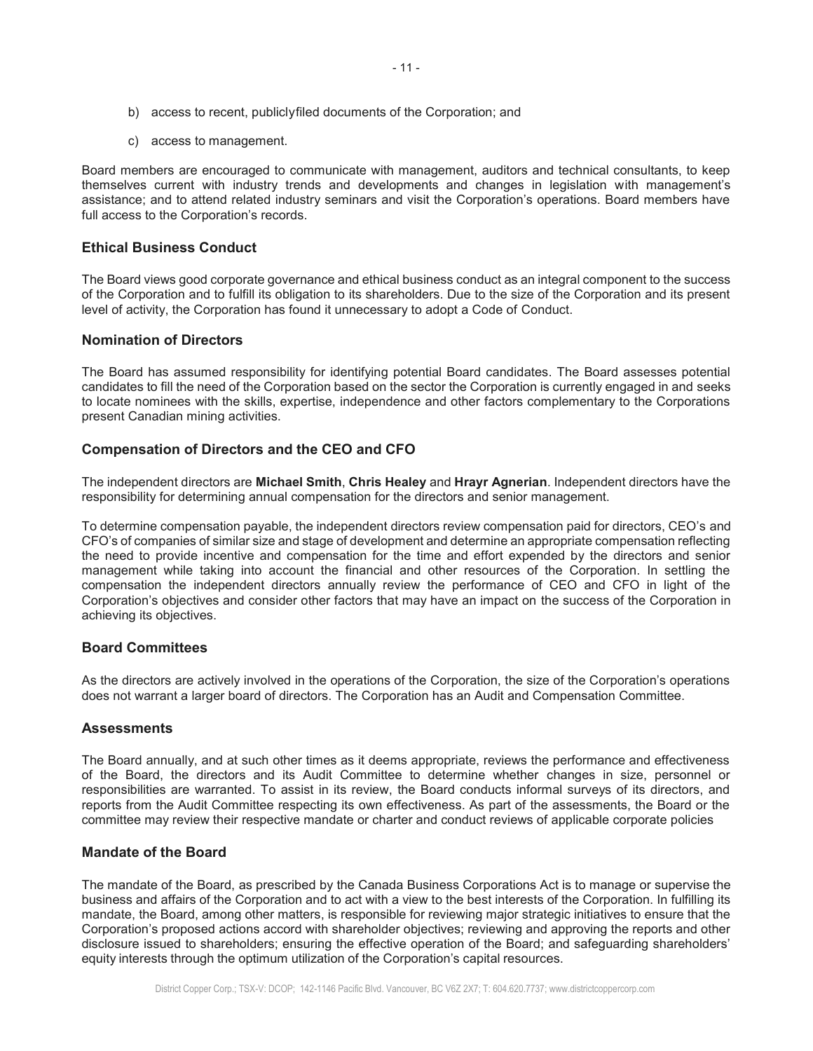b) access to recent, publiclyfiled documents of the Corporation; and

c) access to management.

Board members are encouraged to communicate with management, auditors and technical consultants, to keep themselves current with industry trends and developments and changes in legislation with management's assistance; and to attend related industry seminars and visit the Corporation's operations. Board members have full access to the Corporation's records.

## Ethical Business Conduct

The Board views good corporate governance and ethical business conduct as an integral component to the success of the Corporation and to fulfill its obligation to its shareholders. Due to the size of the Corporation and its present level of activity, the Corporation has found it unnecessary to adopt a Code of Conduct.

## Nomination of Directors

The Board has assumed responsibility for identifying potential Board candidates. The Board assesses potential candidates to fill the need of the Corporation based on the sector the Corporation is currently engaged in and seeks to locate nominees with the skills, expertise, independence and other factors complementary to the Corporations present Canadian mining activities.

## Compensation of Directors and the CEO and CFO

The independent directors are **Michael Smith**, **Chris Healey** and **Hrayr Agnerian**. Independent directors have the responsibility for determining annual compensation for the directors and senior management.

To determine compensation payable, the independent directors review compensation paid for directors, CEO's and CFO's of companies of similar size and stage of development and determine an appropriate compensation reflecting the need to provide incentive and compensation for the time and effort expended by the directors and senior management while taking into account the financial and other resources of the Corporation. In settling the compensation the independent directors annually review the performance of CEO and CFO in light of the Corporation's objectives and consider other factors that may have an impact on the success of the Corporation in achieving its objectives.

## Board Committees

As the directors are actively involved in the operations of the Corporation, the size of the Corporation's operations does not warrant a larger board of directors. The Corporation has an Audit and Compensation Committee.

## Assessments

The Board annually, and at such other times as it deems appropriate, reviews the performance and effectiveness of the Board, the directors and its Audit Committee to determine whether changes in size, personnel or responsibilities are warranted. To assist in its review, the Board conducts informal surveys of its directors, and reports from the Audit Committee respecting its own effectiveness. As part of the assessments, the Board or the committee may review their respective mandate or charter and conduct reviews of applicable corporate policies

## Mandate of the Board

The mandate of the Board, as prescribed by the Canada Business Corporations Act is to manage or supervise the business and affairs of the Corporation and to act with a view to the best interests of the Corporation. In fulfilling its mandate, the Board, among other matters, is responsible for reviewing major strategic initiatives to ensure that the Corporation's proposed actions accord with shareholder objectives; reviewing and approving the reports and other disclosure issued to shareholders; ensuring the effective operation of the Board; and safeguarding shareholders' equity interests through the optimum utilization of the Corporation's capital resources.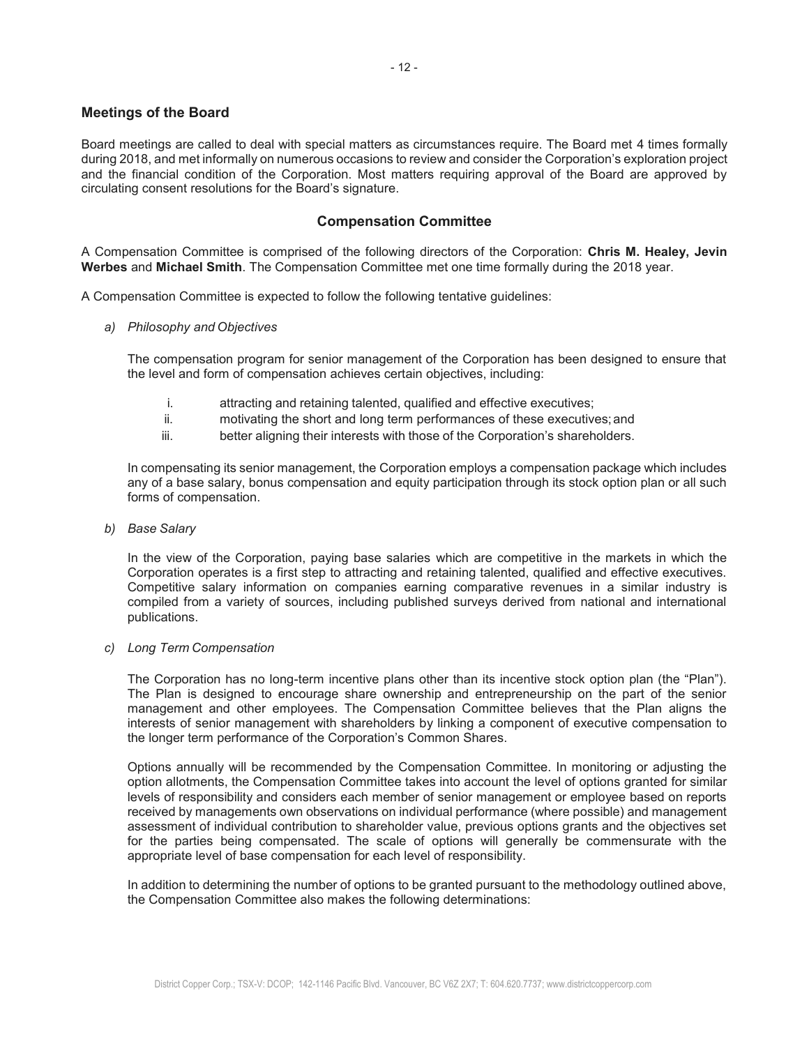## Meetings of the Board

Board meetings are called to deal with special matters as circumstances require. The Board met 4 times formally during 2018, and met informally on numerous occasions to review and consider the Corporation's exploration project and the financial condition of the Corporation. Most matters requiring approval of the Board are approved by circulating consent resolutions for the Board's signature.

## Compensation Committee

A Compensation Committee is comprised of the following directors of the Corporation: **Chris M. Healey, Jevin Werbes** and **Michael Smith**. The Compensation Committee met one time formally during the 2018 year.

A Compensation Committee is expected to follow the following tentative guidelines:

*a) Philosophy and Objectives*

The compensation program for senior management of the Corporation has been designed to ensure that the level and form of compensation achieves certain objectives, including:

i. attracting and retaining talented, qualified and effective executives;
ii. motivating the short and long term performances of these executives; and
iii. better aligning their interests with those of the Corporation's shareholders.

In compensating its senior management, the Corporation employs a compensation package which includes any of a base salary, bonus compensation and equity participation through its stock option plan or all such forms of compensation.

*b) Base Salary*

In the view of the Corporation, paying base salaries which are competitive in the markets in which the Corporation operates is a first step to attracting and retaining talented, qualified and effective executives. Competitive salary information on companies earning comparative revenues in a similar industry is compiled from a variety of sources, including published surveys derived from national and international publications.

*c) Long Term Compensation*

The Corporation has no long-term incentive plans other than its incentive stock option plan (the "Plan"). The Plan is designed to encourage share ownership and entrepreneurship on the part of the senior management and other employees. The Compensation Committee believes that the Plan aligns the interests of senior management with shareholders by linking a component of executive compensation to the longer term performance of the Corporation's Common Shares.

Options annually will be recommended by the Compensation Committee. In monitoring or adjusting the option allotments, the Compensation Committee takes into account the level of options granted for similar levels of responsibility and considers each member of senior management or employee based on reports received by managements own observations on individual performance (where possible) and management assessment of individual contribution to shareholder value, previous options grants and the objectives set for the parties being compensated. The scale of options will generally be commensurate with the appropriate level of base compensation for each level of responsibility.

In addition to determining the number of options to be granted pursuant to the methodology outlined above, the Compensation Committee also makes the following determinations: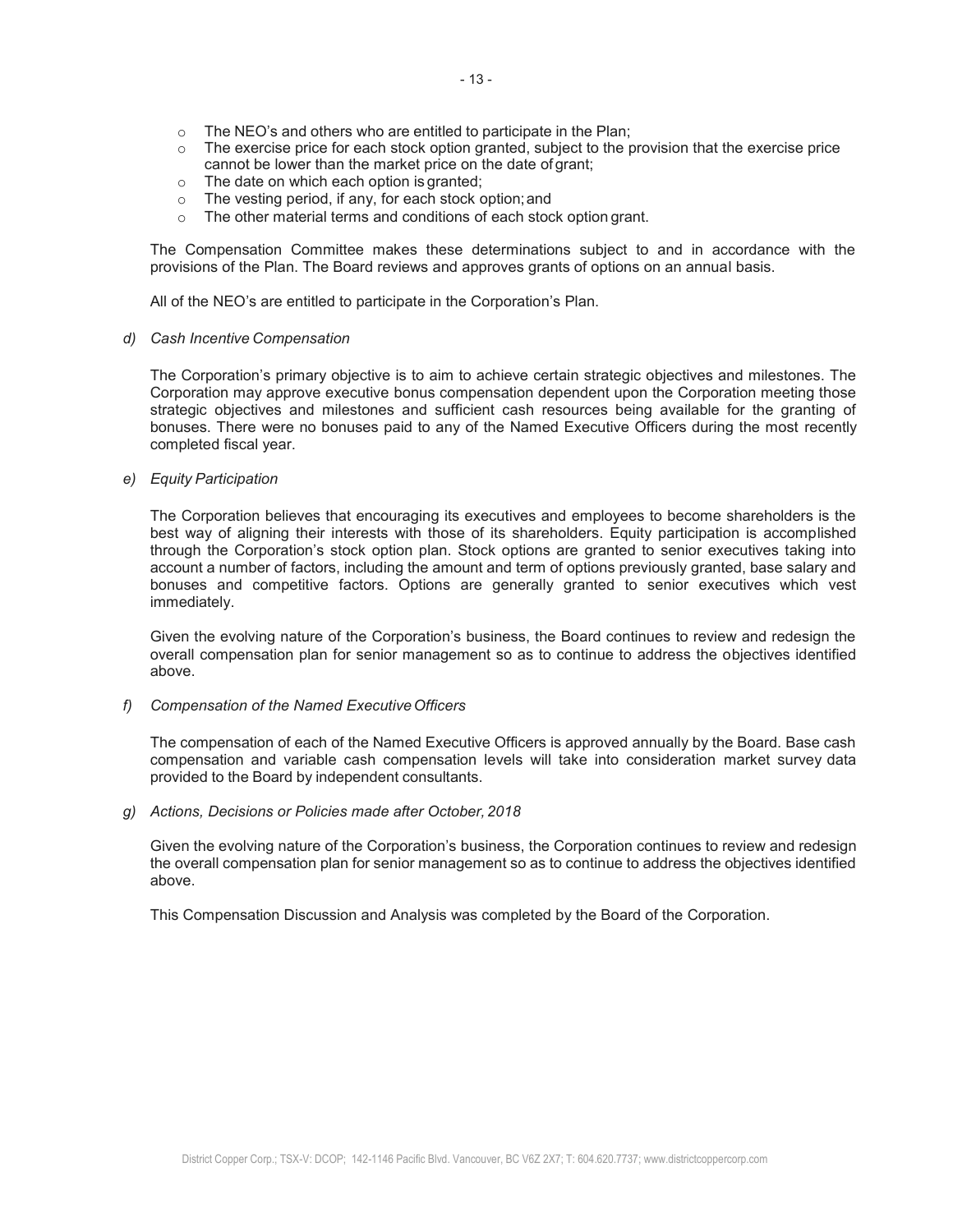- The NEO's and others who are entitled to participate in the Plan;
- The exercise price for each stock option granted, subject to the provision that the exercise price cannot be lower than the market price on the date of grant;
- The date on which each option is granted;
- The vesting period, if any, for each stock option; and
- The other material terms and conditions of each stock option grant.

The Compensation Committee makes these determinations subject to and in accordance with the provisions of the Plan. The Board reviews and approves grants of options on an annual basis.

All of the NEO's are entitled to participate in the Corporation's Plan.

*d) Cash Incentive Compensation*

The Corporation's primary objective is to aim to achieve certain strategic objectives and milestones. The Corporation may approve executive bonus compensation dependent upon the Corporation meeting those strategic objectives and milestones and sufficient cash resources being available for the granting of bonuses. There were no bonuses paid to any of the Named Executive Officers during the most recently completed fiscal year.

*e) Equity Participation*

The Corporation believes that encouraging its executives and employees to become shareholders is the best way of aligning their interests with those of its shareholders. Equity participation is accomplished through the Corporation's stock option plan. Stock options are granted to senior executives taking into account a number of factors, including the amount and term of options previously granted, base salary and bonuses and competitive factors. Options are generally granted to senior executives which vest immediately.

Given the evolving nature of the Corporation's business, the Board continues to review and redesign the overall compensation plan for senior management so as to continue to address the objectives identified above.

*f) Compensation of the Named Executive Officers*

The compensation of each of the Named Executive Officers is approved annually by the Board. Base cash compensation and variable cash compensation levels will take into consideration market survey data provided to the Board by independent consultants.

*g) Actions, Decisions or Policies made after October, 2018*

Given the evolving nature of the Corporation's business, the Corporation continues to review and redesign the overall compensation plan for senior management so as to continue to address the objectives identified above.

This Compensation Discussion and Analysis was completed by the Board of the Corporation.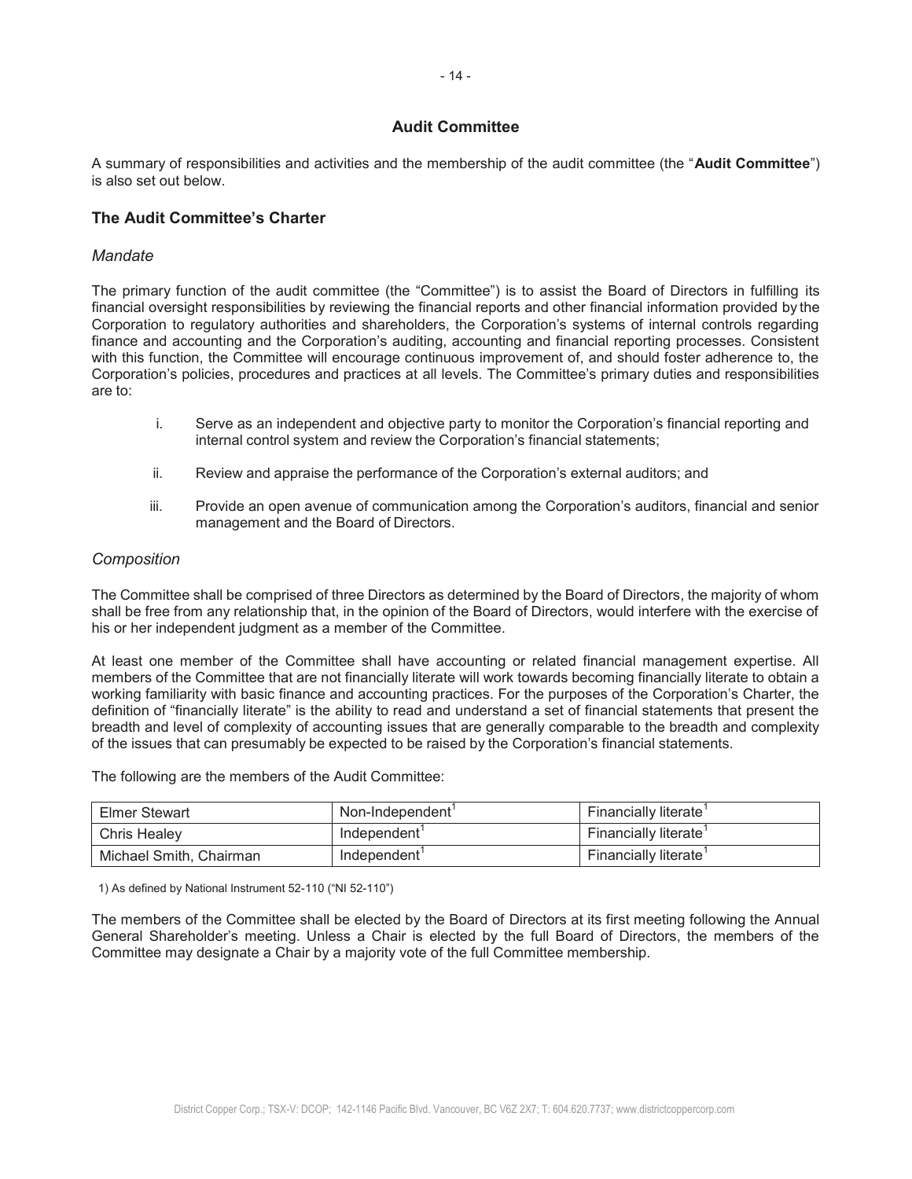## Audit Committee

A summary of responsibilities and activities and the membership of the audit committee (the "**Audit Committee**") is also set out below.

### The Audit Committee's Charter

*Mandate*

The primary function of the audit committee (the "Committee") is to assist the Board of Directors in fulfilling its financial oversight responsibilities by reviewing the financial reports and other financial information provided by the Corporation to regulatory authorities and shareholders, the Corporation's systems of internal controls regarding finance and accounting and the Corporation's auditing, accounting and financial reporting processes. Consistent with this function, the Committee will encourage continuous improvement of, and should foster adherence to, the Corporation's policies, procedures and practices at all levels. The Committee's primary duties and responsibilities are to:

i. Serve as an independent and objective party to monitor the Corporation's financial reporting and internal control system and review the Corporation's financial statements;

ii. Review and appraise the performance of the Corporation's external auditors; and

iii. Provide an open avenue of communication among the Corporation's auditors, financial and senior management and the Board of Directors.

*Composition*

The Committee shall be comprised of three Directors as determined by the Board of Directors, the majority of whom shall be free from any relationship that, in the opinion of the Board of Directors, would interfere with the exercise of his or her independent judgment as a member of the Committee.

At least one member of the Committee shall have accounting or related financial management expertise. All members of the Committee that are not financially literate will work towards becoming financially literate to obtain a working familiarity with basic finance and accounting practices. For the purposes of the Corporation's Charter, the definition of "financially literate" is the ability to read and understand a set of financial statements that present the breadth and level of complexity of accounting issues that are generally comparable to the breadth and complexity of the issues that can presumably be expected to be raised by the Corporation's financial statements.

The following are the members of the Audit Committee:

| | | |
|---|---|---|
| Elmer Stewart | Non-Independent[1] | Financially literate[1] |
| Chris Healey | Independent[1] | Financially literate[1] |
| Michael Smith, Chairman | Independent[1] | Financially literate[1] |

1) As defined by National Instrument 52-110 ("NI 52-110")

The members of the Committee shall be elected by the Board of Directors at its first meeting following the Annual General Shareholder's meeting. Unless a Chair is elected by the full Board of Directors, the members of the Committee may designate a Chair by a majority vote of the full Committee membership.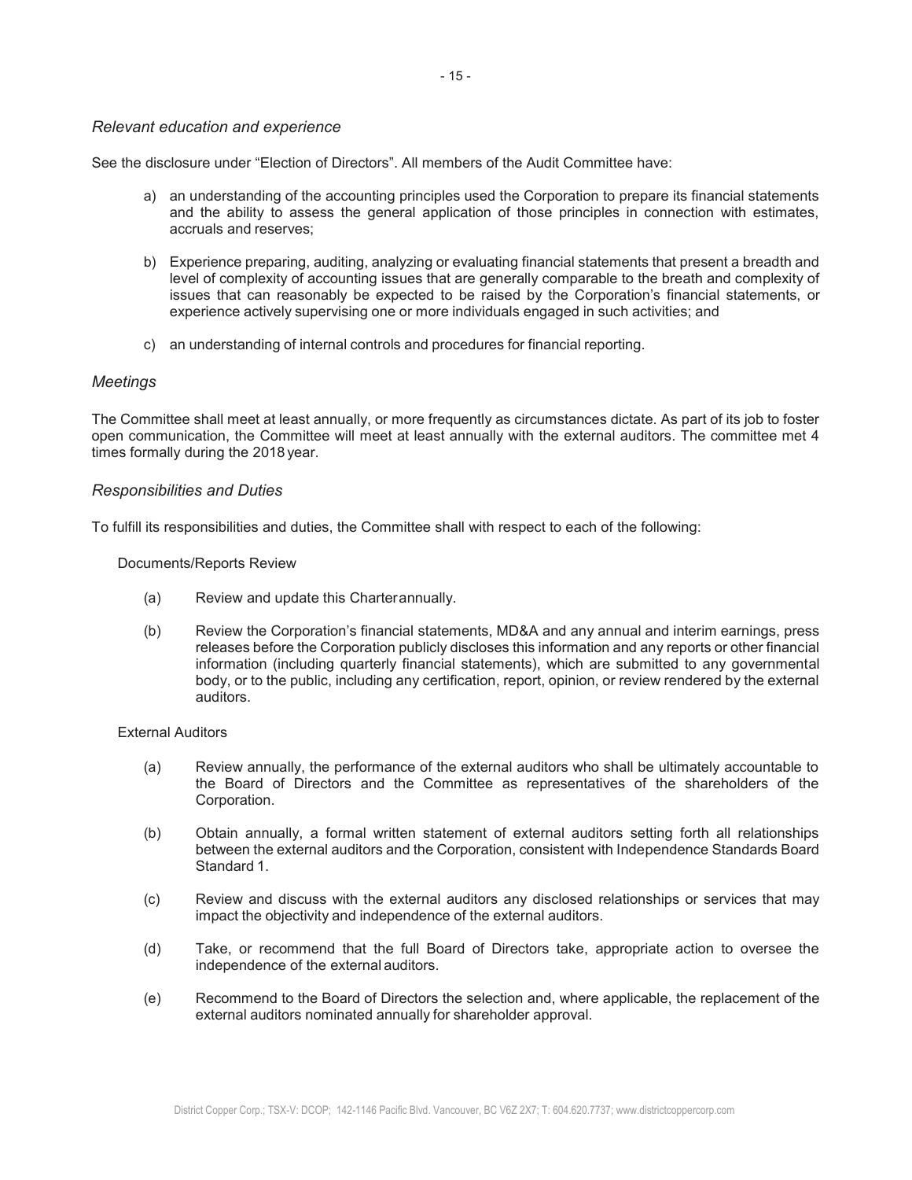*Relevant education and experience*

See the disclosure under "Election of Directors". All members of the Audit Committee have:

a) an understanding of the accounting principles used the Corporation to prepare its financial statements and the ability to assess the general application of those principles in connection with estimates, accruals and reserves;

b) Experience preparing, auditing, analyzing or evaluating financial statements that present a breadth and level of complexity of accounting issues that are generally comparable to the breath and complexity of issues that can reasonably be expected to be raised by the Corporation's financial statements, or experience actively supervising one or more individuals engaged in such activities; and

c) an understanding of internal controls and procedures for financial reporting.

*Meetings*

The Committee shall meet at least annually, or more frequently as circumstances dictate. As part of its job to foster open communication, the Committee will meet at least annually with the external auditors. The committee met 4 times formally during the 2018 year.

*Responsibilities and Duties*

To fulfill its responsibilities and duties, the Committee shall with respect to each of the following:

Documents/Reports Review

(a) Review and update this Charterannually.

(b) Review the Corporation's financial statements, MD&A and any annual and interim earnings, press releases before the Corporation publicly discloses this information and any reports or other financial information (including quarterly financial statements), which are submitted to any governmental body, or to the public, including any certification, report, opinion, or review rendered by the external auditors.

External Auditors

(a) Review annually, the performance of the external auditors who shall be ultimately accountable to the Board of Directors and the Committee as representatives of the shareholders of the Corporation.

(b) Obtain annually, a formal written statement of external auditors setting forth all relationships between the external auditors and the Corporation, consistent with Independence Standards Board Standard 1.

(c) Review and discuss with the external auditors any disclosed relationships or services that may impact the objectivity and independence of the external auditors.

(d) Take, or recommend that the full Board of Directors take, appropriate action to oversee the independence of the external auditors.

(e) Recommend to the Board of Directors the selection and, where applicable, the replacement of the external auditors nominated annually for shareholder approval.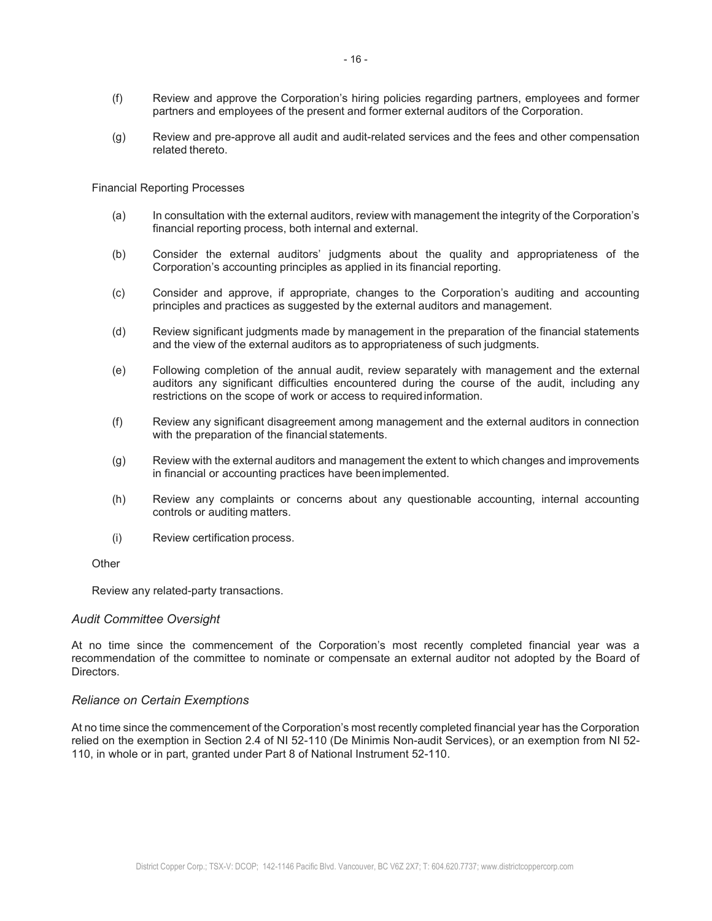(f) Review and approve the Corporation's hiring policies regarding partners, employees and former partners and employees of the present and former external auditors of the Corporation.

(g) Review and pre-approve all audit and audit-related services and the fees and other compensation related thereto.

Financial Reporting Processes

(a) In consultation with the external auditors, review with management the integrity of the Corporation's financial reporting process, both internal and external.

(b) Consider the external auditors' judgments about the quality and appropriateness of the Corporation's accounting principles as applied in its financial reporting.

(c) Consider and approve, if appropriate, changes to the Corporation's auditing and accounting principles and practices as suggested by the external auditors and management.

(d) Review significant judgments made by management in the preparation of the financial statements and the view of the external auditors as to appropriateness of such judgments.

(e) Following completion of the annual audit, review separately with management and the external auditors any significant difficulties encountered during the course of the audit, including any restrictions on the scope of work or access to required information.

(f) Review any significant disagreement among management and the external auditors in connection with the preparation of the financial statements.

(g) Review with the external auditors and management the extent to which changes and improvements in financial or accounting practices have been implemented.

(h) Review any complaints or concerns about any questionable accounting, internal accounting controls or auditing matters.

(i) Review certification process.

Other

Review any related-party transactions.

### *Audit Committee Oversight*

At no time since the commencement of the Corporation's most recently completed financial year was a recommendation of the committee to nominate or compensate an external auditor not adopted by the Board of Directors.

### *Reliance on Certain Exemptions*

At no time since the commencement of the Corporation's most recently completed financial year has the Corporation relied on the exemption in Section 2.4 of NI 52-110 (De Minimis Non-audit Services), or an exemption from NI 52-110, in whole or in part, granted under Part 8 of National Instrument 52-110.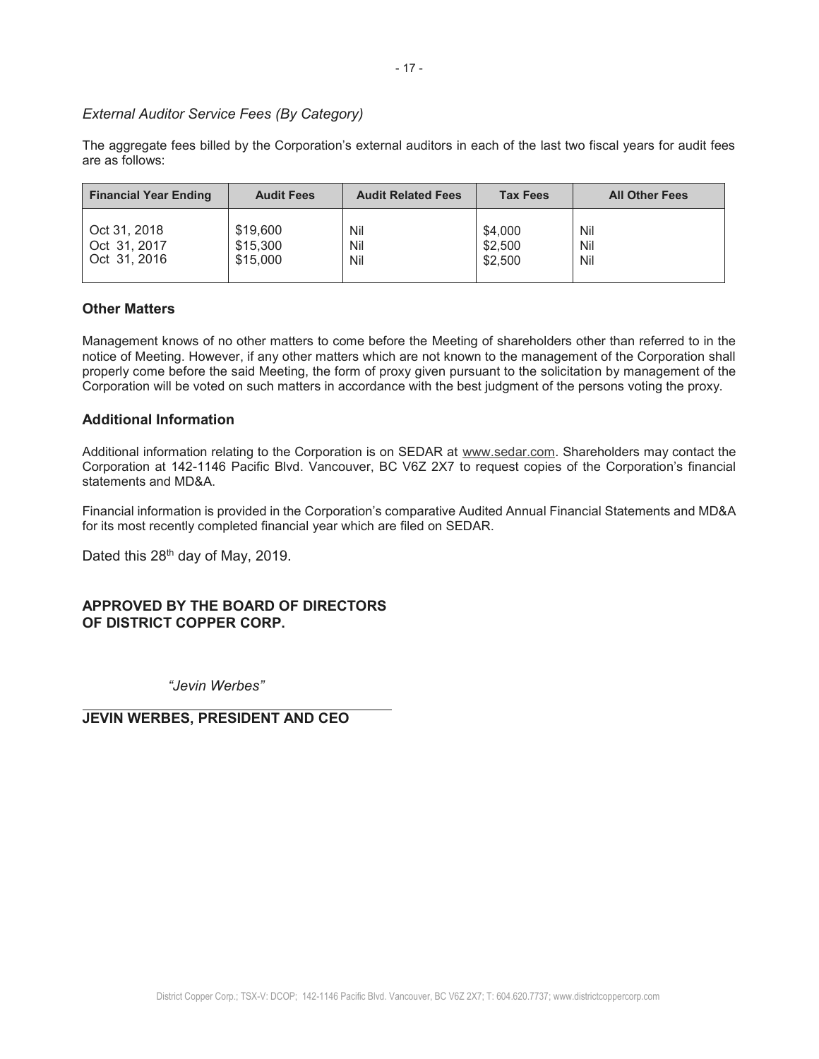*External Auditor Service Fees (By Category)*

The aggregate fees billed by the Corporation's external auditors in each of the last two fiscal years for audit fees are as follows:

| Financial Year Ending | Audit Fees | Audit Related Fees | Tax Fees | All Other Fees |
|---|---|---|---|---|
| Oct 31, 2018 | $19,600 | Nil | $4,000 | Nil |
| Oct 31, 2017 | $15,300 | Nil | $2,500 | Nil |
| Oct 31, 2016 | $15,000 | Nil | $2,500 | Nil |

## Other Matters

Management knows of no other matters to come before the Meeting of shareholders other than referred to in the notice of Meeting. However, if any other matters which are not known to the management of the Corporation shall properly come before the said Meeting, the form of proxy given pursuant to the solicitation by management of the Corporation will be voted on such matters in accordance with the best judgment of the persons voting the proxy.

## Additional Information

Additional information relating to the Corporation is on SEDAR at www.sedar.com. Shareholders may contact the Corporation at 142-1146 Pacific Blvd. Vancouver, BC V6Z 2X7 to request copies of the Corporation's financial statements and MD&A.

Financial information is provided in the Corporation's comparative Audited Annual Financial Statements and MD&A for its most recently completed financial year which are filed on SEDAR.

Dated this 28th day of May, 2019.

**APPROVED BY THE BOARD OF DIRECTORS**
**OF DISTRICT COPPER CORP.**

*"Jevin Werbes"*

**JEVIN WERBES, PRESIDENT AND CEO**